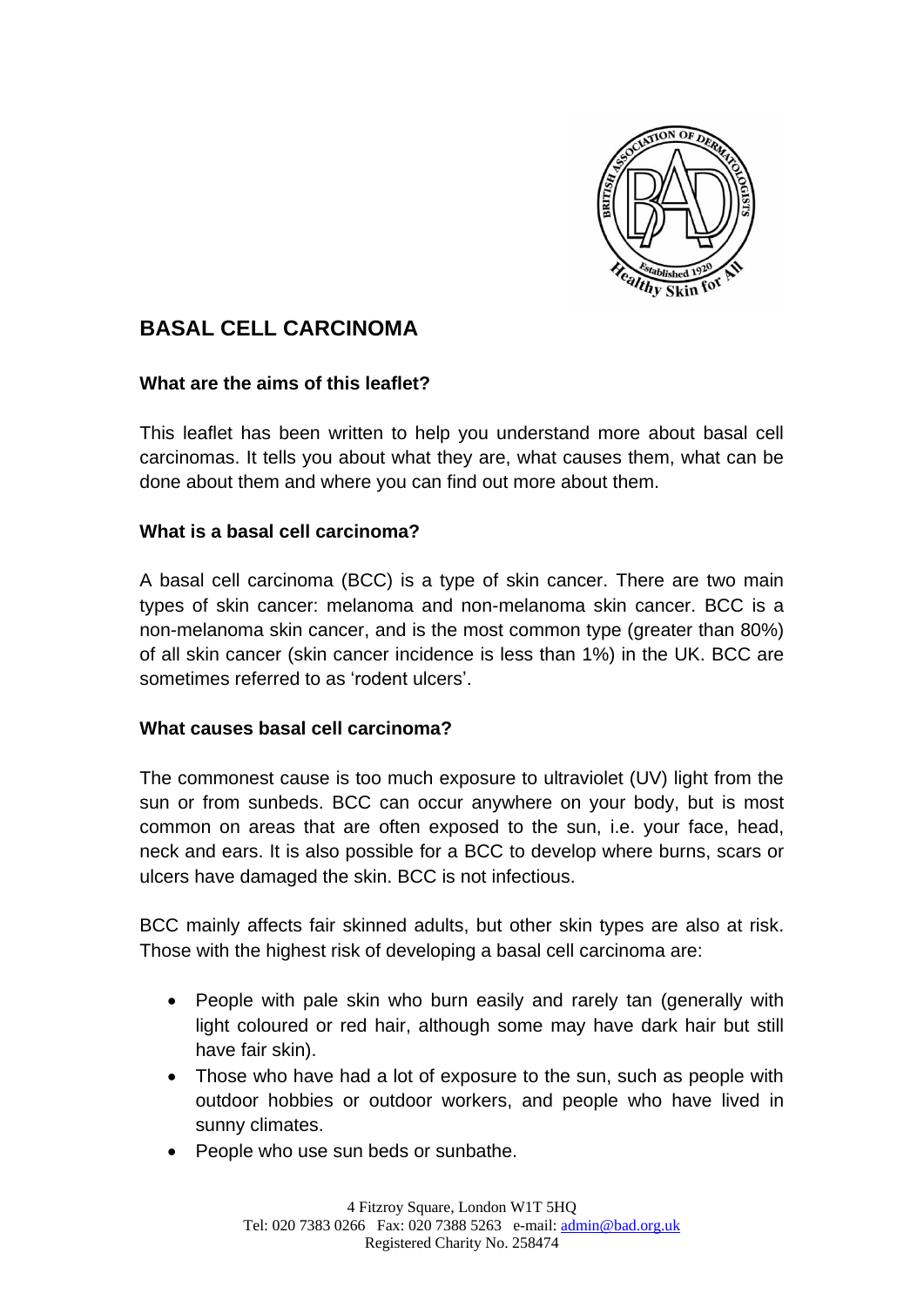# BASAL CELL CARCINOMA

### What are the aims of this leaflet?

This leaflet has been written to help you understand more about basal cell carcinomas. It tells you about what they are, what causes them, what can be done about them and where you can find out more about them.

### What is a basal cell carcinoma?

A basal cell carcinoma (BCC) is a type of skin cancer. There are two main types of skin cancer: melanoma and non-melanoma skin cancer. BCC is a non-melanoma skin cancer, and is the most common type (greater than 80%) of all skin cancer (skin cancer incidence is less than 1%) in the UK. BCC are sometimes referred to as 'rodent ulcers'.

### What causes basal cell carcinoma?

The commonest cause is too much exposure to ultraviolet (UV) light from the sun or from sunbeds. BCC can occur anywhere on your body, but is most common on areas that are often exposed to the sun, i.e. your face, head, neck and ears. It is also possible for a BCC to develop where burns, scars or ulcers have damaged the skin. BCC is not infectious.

BCC mainly affects fair skinned adults, but other skin types are also at risk. Those with the highest risk of developing a basal cell carcinoma are:

- People with pale skin who burn easily and rarely tan (generally with light coloured or red hair, although some may have dark hair but still have fair skin).
- Those who have had a lot of exposure to the sun, such as people with outdoor hobbies or outdoor workers, and people who have lived in sunny climates.
- People who use sun beds or sunbathe.

4 Fitzroy Square, London W1T 5HQ
Tel: 020 7383 0266 Fax: 020 7388 5263 e-mail: admin@bad.org.uk
Registered Charity No. 258474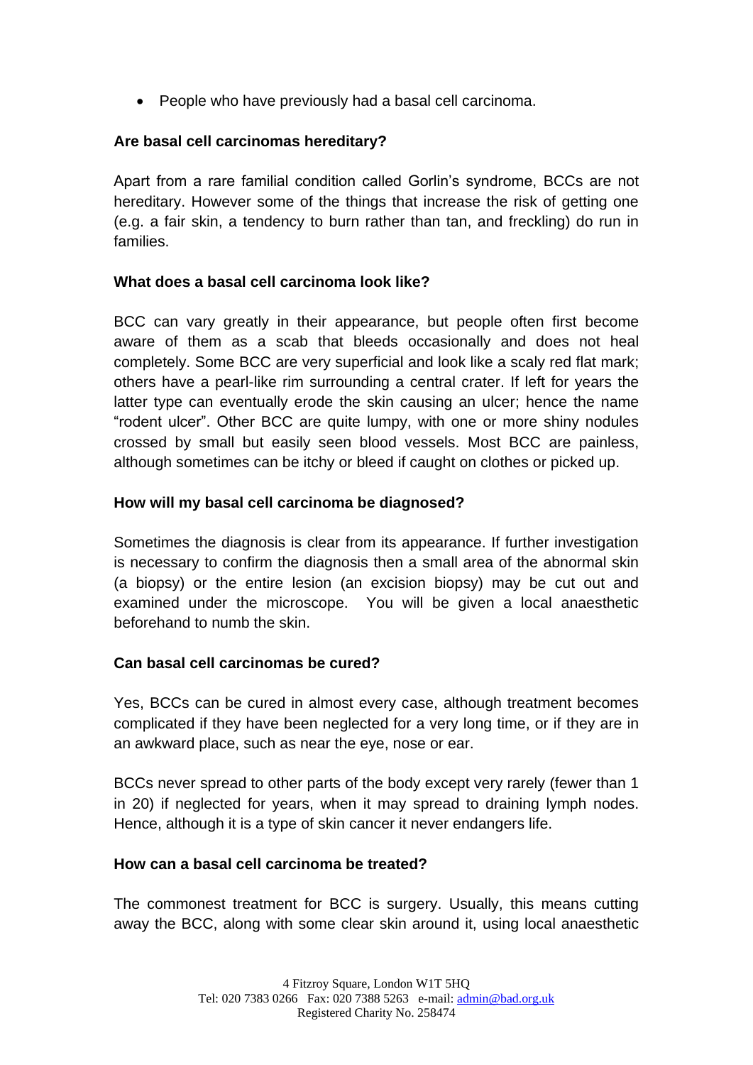- People who have previously had a basal cell carcinoma.

**Are basal cell carcinomas hereditary?**

Apart from a rare familial condition called Gorlin's syndrome, BCCs are not hereditary. However some of the things that increase the risk of getting one (e.g. a fair skin, a tendency to burn rather than tan, and freckling) do run in families.

**What does a basal cell carcinoma look like?**

BCC can vary greatly in their appearance, but people often first become aware of them as a scab that bleeds occasionally and does not heal completely. Some BCC are very superficial and look like a scaly red flat mark; others have a pearl-like rim surrounding a central crater. If left for years the latter type can eventually erode the skin causing an ulcer; hence the name "rodent ulcer". Other BCC are quite lumpy, with one or more shiny nodules crossed by small but easily seen blood vessels. Most BCC are painless, although sometimes can be itchy or bleed if caught on clothes or picked up.

**How will my basal cell carcinoma be diagnosed?**

Sometimes the diagnosis is clear from its appearance. If further investigation is necessary to confirm the diagnosis then a small area of the abnormal skin (a biopsy) or the entire lesion (an excision biopsy) may be cut out and examined under the microscope. You will be given a local anaesthetic beforehand to numb the skin.

**Can basal cell carcinomas be cured?**

Yes, BCCs can be cured in almost every case, although treatment becomes complicated if they have been neglected for a very long time, or if they are in an awkward place, such as near the eye, nose or ear.

BCCs never spread to other parts of the body except very rarely (fewer than 1 in 20) if neglected for years, when it may spread to draining lymph nodes. Hence, although it is a type of skin cancer it never endangers life.

**How can a basal cell carcinoma be treated?**

The commonest treatment for BCC is surgery. Usually, this means cutting away the BCC, along with some clear skin around it, using local anaesthetic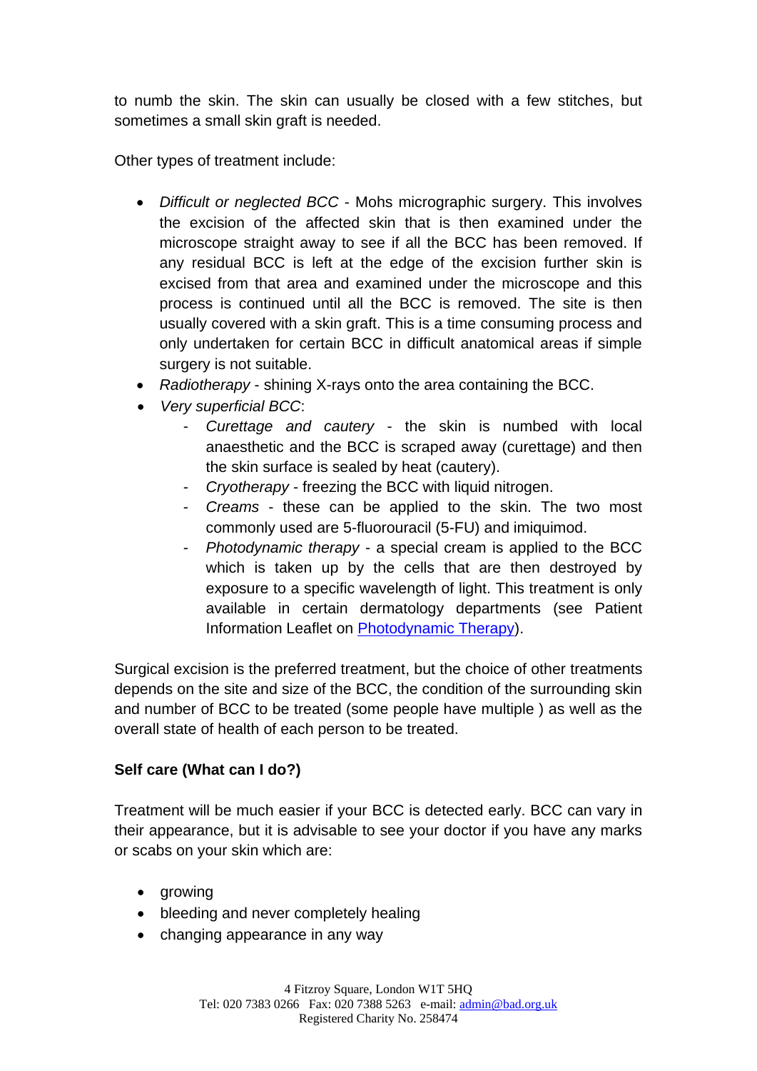to numb the skin. The skin can usually be closed with a few stitches, but sometimes a small skin graft is needed.

Other types of treatment include:

- *Difficult or neglected BCC* - Mohs micrographic surgery. This involves the excision of the affected skin that is then examined under the microscope straight away to see if all the BCC has been removed. If any residual BCC is left at the edge of the excision further skin is excised from that area and examined under the microscope and this process is continued until all the BCC is removed. The site is then usually covered with a skin graft. This is a time consuming process and only undertaken for certain BCC in difficult anatomical areas if simple surgery is not suitable.
- *Radiotherapy* - shining X-rays onto the area containing the BCC.
- *Very superficial BCC*:
    - *Curettage and cautery* - the skin is numbed with local anaesthetic and the BCC is scraped away (curettage) and then the skin surface is sealed by heat (cautery).
    - *Cryotherapy* - freezing the BCC with liquid nitrogen.
    - *Creams* - these can be applied to the skin. The two most commonly used are 5-fluorouracil (5-FU) and imiquimod.
    - *Photodynamic therapy* - a special cream is applied to the BCC which is taken up by the cells that are then destroyed by exposure to a specific wavelength of light. This treatment is only available in certain dermatology departments (see Patient Information Leaflet on [Photodynamic Therapy](Photodynamic Therapy)).

Surgical excision is the preferred treatment, but the choice of other treatments depends on the site and size of the BCC, the condition of the surrounding skin and number of BCC to be treated (some people have multiple ) as well as the overall state of health of each person to be treated.

**Self care (What can I do?)**

Treatment will be much easier if your BCC is detected early. BCC can vary in their appearance, but it is advisable to see your doctor if you have any marks or scabs on your skin which are:

- growing
- bleeding and never completely healing
- changing appearance in any way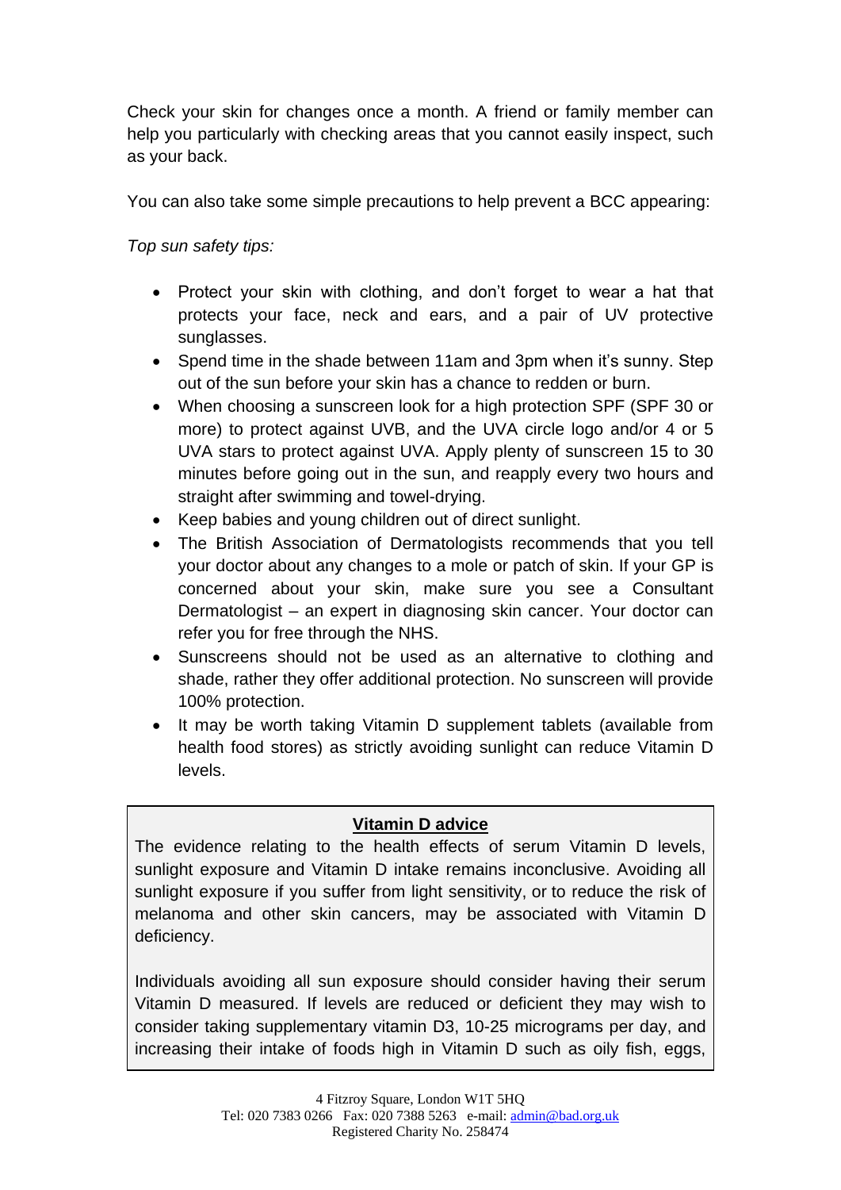Check your skin for changes once a month. A friend or family member can help you particularly with checking areas that you cannot easily inspect, such as your back.

You can also take some simple precautions to help prevent a BCC appearing:

*Top sun safety tips:*

- Protect your skin with clothing, and don't forget to wear a hat that protects your face, neck and ears, and a pair of UV protective sunglasses.
- Spend time in the shade between 11am and 3pm when it's sunny. Step out of the sun before your skin has a chance to redden or burn.
- When choosing a sunscreen look for a high protection SPF (SPF 30 or more) to protect against UVB, and the UVA circle logo and/or 4 or 5 UVA stars to protect against UVA. Apply plenty of sunscreen 15 to 30 minutes before going out in the sun, and reapply every two hours and straight after swimming and towel-drying.
- Keep babies and young children out of direct sunlight.
- The British Association of Dermatologists recommends that you tell your doctor about any changes to a mole or patch of skin. If your GP is concerned about your skin, make sure you see a Consultant Dermatologist – an expert in diagnosing skin cancer. Your doctor can refer you for free through the NHS.
- Sunscreens should not be used as an alternative to clothing and shade, rather they offer additional protection. No sunscreen will provide 100% protection.
- It may be worth taking Vitamin D supplement tablets (available from health food stores) as strictly avoiding sunlight can reduce Vitamin D levels.

**Vitamin D advice**

The evidence relating to the health effects of serum Vitamin D levels, sunlight exposure and Vitamin D intake remains inconclusive. Avoiding all sunlight exposure if you suffer from light sensitivity, or to reduce the risk of melanoma and other skin cancers, may be associated with Vitamin D deficiency.

Individuals avoiding all sun exposure should consider having their serum Vitamin D measured. If levels are reduced or deficient they may wish to consider taking supplementary vitamin D3, 10-25 micrograms per day, and increasing their intake of foods high in Vitamin D such as oily fish, eggs,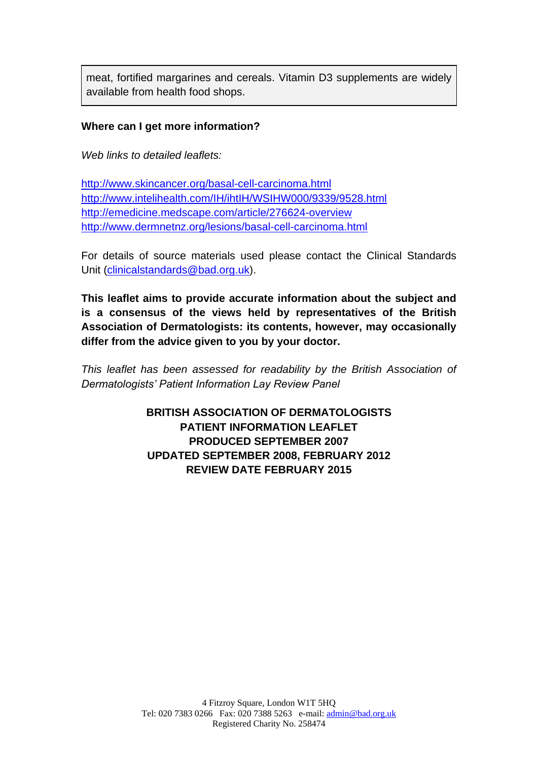meat, fortified margarines and cereals. Vitamin D3 supplements are widely available from health food shops.

**Where can I get more information?**

*Web links to detailed leaflets:*

http://www.skincancer.org/basal-cell-carcinoma.html
http://www.intelihealth.com/IH/ihtIH/WSIHW000/9339/9528.html
http://emedicine.medscape.com/article/276624-overview
http://www.dermnetnz.org/lesions/basal-cell-carcinoma.html

For details of source materials used please contact the Clinical Standards Unit (clinicalstandards@bad.org.uk).

**This leaflet aims to provide accurate information about the subject and is a consensus of the views held by representatives of the British Association of Dermatologists: its contents, however, may occasionally differ from the advice given to you by your doctor.**

*This leaflet has been assessed for readability by the British Association of Dermatologists' Patient Information Lay Review Panel*

**BRITISH ASSOCIATION OF DERMATOLOGISTS**
**PATIENT INFORMATION LEAFLET**
**PRODUCED SEPTEMBER 2007**
**UPDATED SEPTEMBER 2008, FEBRUARY 2012**
**REVIEW DATE FEBRUARY 2015**

4 Fitzroy Square, London W1T 5HQ
Tel: 020 7383 0266 Fax: 020 7388 5263 e-mail: admin@bad.org.uk
Registered Charity No. 258474